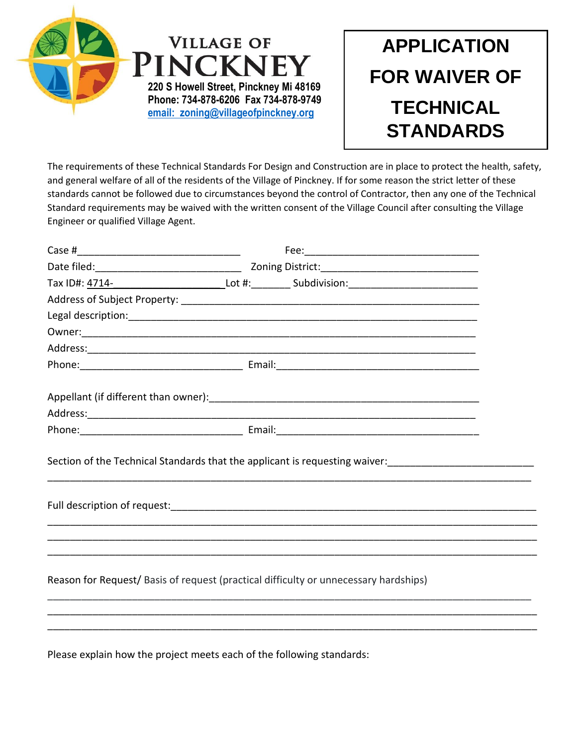# Village of Pinckney

220 S Howell Street, Pinckney Mi 48169
Phone: 734-878-6206 Fax 734-878-9749
email: zoning@villageofpinckney.org

# APPLICATION FOR WAIVER OF TECHNICAL STANDARDS

The requirements of these Technical Standards For Design and Construction are in place to protect the health, safety, and general welfare of all of the residents of the Village of Pinckney. If for some reason the strict letter of these standards cannot be followed due to circumstances beyond the control of Contractor, then any one of the Technical Standard requirements may be waived with the written consent of the Village Council after consulting the Village Engineer or qualified Village Agent.

Case #______________________________ Fee:________________________________

Date filed:___________________________ Zoning District:___________________________

Tax ID#: 4714-____________________Lot #:_______ Subdivision:______________________

Address of Subject Property: _______________________________________________________

Legal description:________________________________________________________________

Owner:_________________________________________________________________________

Address:________________________________________________________________________

Phone:_____________________________ Email:___________________________________

Appellant (if different than owner):_________________________________________________

Address:________________________________________________________________________

Phone:_____________________________ Email:___________________________________

Section of the Technical Standards that the applicant is requesting waiver:_________________________

_____________________________________________________________________________________

Full description of request:______________________________________________________________

_____________________________________________________________________________________

_____________________________________________________________________________________

_____________________________________________________________________________________

Reason for Request/ Basis of request (practical difficulty or unnecessary hardships)

_____________________________________________________________________________________

_____________________________________________________________________________________

_____________________________________________________________________________________

Please explain how the project meets each of the following standards: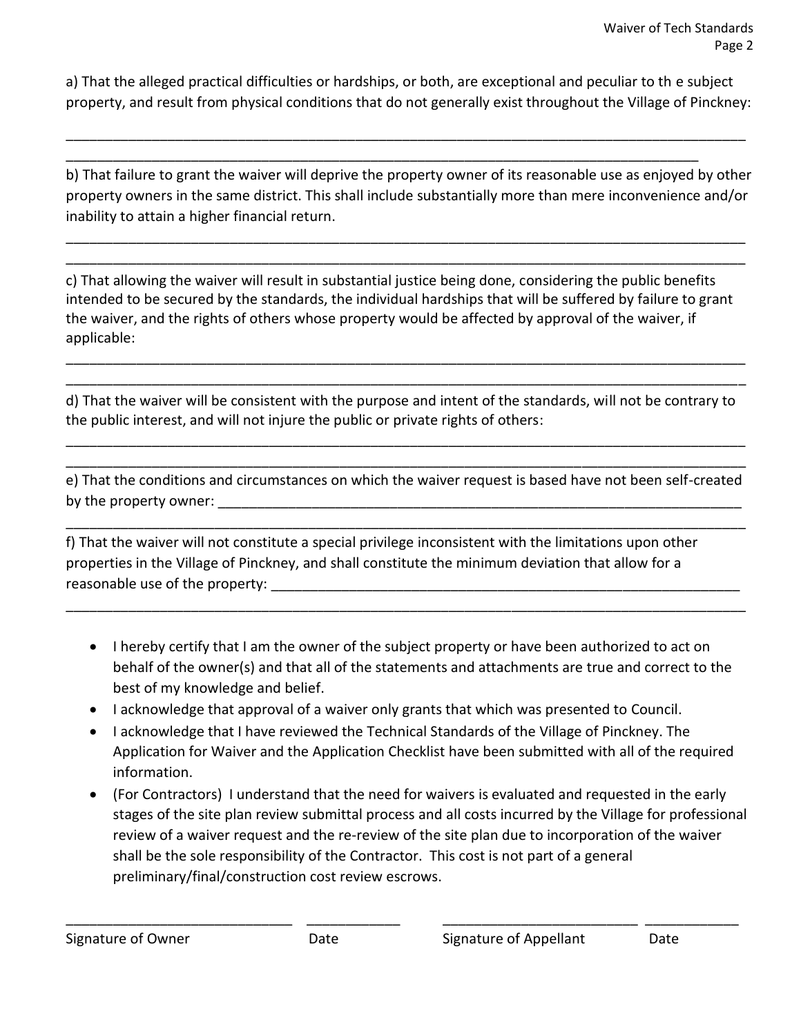a) That the alleged practical difficulties or hardships, or both, are exceptional and peculiar to th e subject property, and result from physical conditions that do not generally exist throughout the Village of Pinckney:

_______________________________________________________________________________________

_______________________________________________________________________________________

b) That failure to grant the waiver will deprive the property owner of its reasonable use as enjoyed by other property owners in the same district. This shall include substantially more than mere inconvenience and/or inability to attain a higher financial return.

_______________________________________________________________________________________

_______________________________________________________________________________________

c) That allowing the waiver will result in substantial justice being done, considering the public benefits intended to be secured by the standards, the individual hardships that will be suffered by failure to grant the waiver, and the rights of others whose property would be affected by approval of the waiver, if applicable:

_______________________________________________________________________________________

_______________________________________________________________________________________

d) That the waiver will be consistent with the purpose and intent of the standards, will not be contrary to the public interest, and will not injure the public or private rights of others:

_______________________________________________________________________________________

_______________________________________________________________________________________

e) That the conditions and circumstances on which the waiver request is based have not been self-created by the property owner: _______________________________________________________________

_______________________________________________________________________________________

f) That the waiver will not constitute a special privilege inconsistent with the limitations upon other properties in the Village of Pinckney, and shall constitute the minimum deviation that allow for a reasonable use of the property: _______________________________________________________

_______________________________________________________________________________________

- I hereby certify that I am the owner of the subject property or have been authorized to act on behalf of the owner(s) and that all of the statements and attachments are true and correct to the best of my knowledge and belief.
- I acknowledge that approval of a waiver only grants that which was presented to Council.
- I acknowledge that I have reviewed the Technical Standards of the Village of Pinckney. The Application for Waiver and the Application Checklist have been submitted with all of the required information.
- (For Contractors) I understand that the need for waivers is evaluated and requested in the early stages of the site plan review submittal process and all costs incurred by the Village for professional review of a waiver request and the re-review of the site plan due to incorporation of the waiver shall be the sole responsibility of the Contractor. This cost is not part of a general preliminary/final/construction cost review escrows.

_____________________________ ____________ __________________________ ____________

Signature of Owner Date Signature of Appellant Date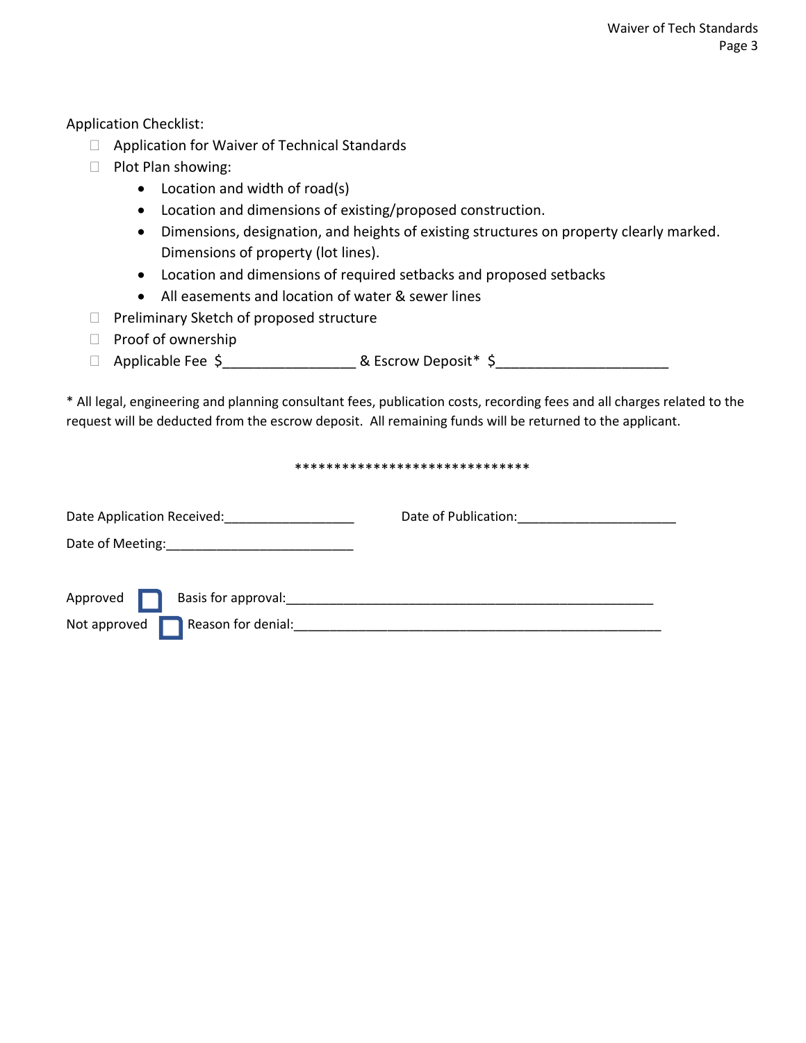Application Checklist:

- ☐ Application for Waiver of Technical Standards
- ☐ Plot Plan showing:
  - Location and width of road(s)
  - Location and dimensions of existing/proposed construction.
  - Dimensions, designation, and heights of existing structures on property clearly marked. Dimensions of property (lot lines).
  - Location and dimensions of required setbacks and proposed setbacks
  - All easements and location of water & sewer lines
- ☐ Preliminary Sketch of proposed structure
- ☐ Proof of ownership
- ☐ Applicable Fee $_________________ & Escrow Deposit* $______________________

* All legal, engineering and planning consultant fees, publication costs, recording fees and all charges related to the request will be deducted from the escrow deposit. All remaining funds will be returned to the applicant.

******************************

Date Application Received:__________________ Date of Publication:______________________

Date of Meeting:__________________________

Approved ☐ Basis for approval:_____________________________________________________

Not approved ☐ Reason for denial:_____________________________________________________